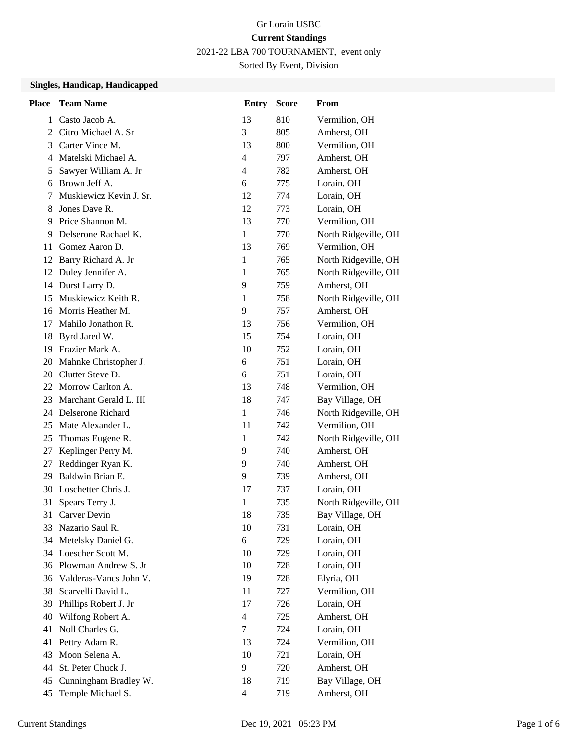Gr Lorain USBC

**Current Standings**

2021-22 LBA 700 TOURNAMENT, event only

Sorted By Event, Division

### Singles, Handicap, Handicapped

| Place | Team Name | Entry | Score | From |
|---|---|---|---|---|
| 1 | Casto Jacob A. | 13 | 810 | Vermilion, OH |
| 2 | Citro Michael A. Sr | 3 | 805 | Amherst, OH |
| 3 | Carter Vince M. | 13 | 800 | Vermilion, OH |
| 4 | Matelski Michael A. | 4 | 797 | Amherst, OH |
| 5 | Sawyer William A. Jr | 4 | 782 | Amherst, OH |
| 6 | Brown Jeff A. | 6 | 775 | Lorain, OH |
| 7 | Muskiewicz Kevin J. Sr. | 12 | 774 | Lorain, OH |
| 8 | Jones Dave R. | 12 | 773 | Lorain, OH |
| 9 | Price Shannon M. | 13 | 770 | Vermilion, OH |
| 9 | Delserone Rachael K. | 1 | 770 | North Ridgeville, OH |
| 11 | Gomez Aaron D. | 13 | 769 | Vermilion, OH |
| 12 | Barry Richard A. Jr | 1 | 765 | North Ridgeville, OH |
| 12 | Duley Jennifer A. | 1 | 765 | North Ridgeville, OH |
| 14 | Durst Larry D. | 9 | 759 | Amherst, OH |
| 15 | Muskiewicz Keith R. | 1 | 758 | North Ridgeville, OH |
| 16 | Morris Heather M. | 9 | 757 | Amherst, OH |
| 17 | Mahilo Jonathon R. | 13 | 756 | Vermilion, OH |
| 18 | Byrd Jared W. | 15 | 754 | Lorain, OH |
| 19 | Frazier Mark A. | 10 | 752 | Lorain, OH |
| 20 | Mahnke Christopher J. | 6 | 751 | Lorain, OH |
| 20 | Clutter Steve D. | 6 | 751 | Lorain, OH |
| 22 | Morrow Carlton A. | 13 | 748 | Vermilion, OH |
| 23 | Marchant Gerald L. III | 18 | 747 | Bay Village, OH |
| 24 | Delserone Richard | 1 | 746 | North Ridgeville, OH |
| 25 | Mate Alexander L. | 11 | 742 | Vermilion, OH |
| 25 | Thomas Eugene R. | 1 | 742 | North Ridgeville, OH |
| 27 | Keplinger Perry M. | 9 | 740 | Amherst, OH |
| 27 | Reddinger Ryan K. | 9 | 740 | Amherst, OH |
| 29 | Baldwin Brian E. | 9 | 739 | Amherst, OH |
| 30 | Loschetter Chris J. | 17 | 737 | Lorain, OH |
| 31 | Spears Terry J. | 1 | 735 | North Ridgeville, OH |
| 31 | Carver Devin | 18 | 735 | Bay Village, OH |
| 33 | Nazario Saul R. | 10 | 731 | Lorain, OH |
| 34 | Metelsky Daniel G. | 6 | 729 | Lorain, OH |
| 34 | Loescher Scott M. | 10 | 729 | Lorain, OH |
| 36 | Plowman Andrew S. Jr | 10 | 728 | Lorain, OH |
| 36 | Valderas-Vancs John V. | 19 | 728 | Elyria, OH |
| 38 | Scarvelli David L. | 11 | 727 | Vermilion, OH |
| 39 | Phillips Robert J. Jr | 17 | 726 | Lorain, OH |
| 40 | Wilfong Robert A. | 4 | 725 | Amherst, OH |
| 41 | Noll Charles G. | 7 | 724 | Lorain, OH |
| 41 | Pettry Adam R. | 13 | 724 | Vermilion, OH |
| 43 | Moon Selena A. | 10 | 721 | Lorain, OH |
| 44 | St. Peter Chuck J. | 9 | 720 | Amherst, OH |
| 45 | Cunningham Bradley W. | 18 | 719 | Bay Village, OH |
| 45 | Temple Michael S. | 4 | 719 | Amherst, OH |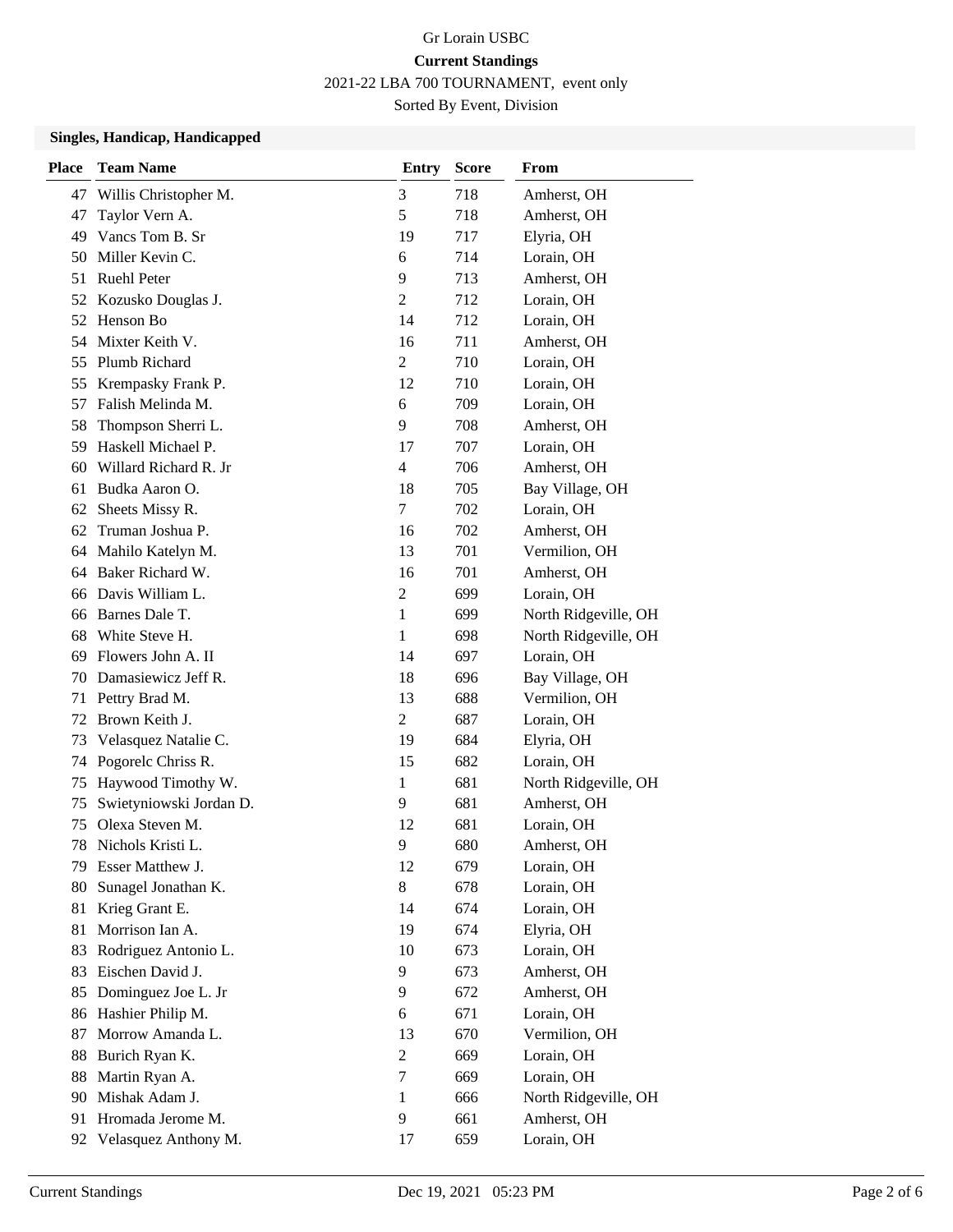Gr Lorain USBC

**Current Standings**

2021-22 LBA 700 TOURNAMENT, event only

Sorted By Event, Division

### Singles, Handicap, Handicapped

| Place | Team Name | Entry | Score | From |
|---|---|---|---|---|
| 47 | Willis Christopher M. | 3 | 718 | Amherst, OH |
| 47 | Taylor Vern A. | 5 | 718 | Amherst, OH |
| 49 | Vancs Tom B. Sr | 19 | 717 | Elyria, OH |
| 50 | Miller Kevin C. | 6 | 714 | Lorain, OH |
| 51 | Ruehl Peter | 9 | 713 | Amherst, OH |
| 52 | Kozusko Douglas J. | 2 | 712 | Lorain, OH |
| 52 | Henson Bo | 14 | 712 | Lorain, OH |
| 54 | Mixter Keith V. | 16 | 711 | Amherst, OH |
| 55 | Plumb Richard | 2 | 710 | Lorain, OH |
| 55 | Krempasky Frank P. | 12 | 710 | Lorain, OH |
| 57 | Falish Melinda M. | 6 | 709 | Lorain, OH |
| 58 | Thompson Sherri L. | 9 | 708 | Amherst, OH |
| 59 | Haskell Michael P. | 17 | 707 | Lorain, OH |
| 60 | Willard Richard R. Jr | 4 | 706 | Amherst, OH |
| 61 | Budka Aaron O. | 18 | 705 | Bay Village, OH |
| 62 | Sheets Missy R. | 7 | 702 | Lorain, OH |
| 62 | Truman Joshua P. | 16 | 702 | Amherst, OH |
| 64 | Mahilo Katelyn M. | 13 | 701 | Vermilion, OH |
| 64 | Baker Richard W. | 16 | 701 | Amherst, OH |
| 66 | Davis William L. | 2 | 699 | Lorain, OH |
| 66 | Barnes Dale T. | 1 | 699 | North Ridgeville, OH |
| 68 | White Steve H. | 1 | 698 | North Ridgeville, OH |
| 69 | Flowers John A. II | 14 | 697 | Lorain, OH |
| 70 | Damasiewicz Jeff R. | 18 | 696 | Bay Village, OH |
| 71 | Pettry Brad M. | 13 | 688 | Vermilion, OH |
| 72 | Brown Keith J. | 2 | 687 | Lorain, OH |
| 73 | Velasquez Natalie C. | 19 | 684 | Elyria, OH |
| 74 | Pogorelc Chriss R. | 15 | 682 | Lorain, OH |
| 75 | Haywood Timothy W. | 1 | 681 | North Ridgeville, OH |
| 75 | Swietyniowski Jordan D. | 9 | 681 | Amherst, OH |
| 75 | Olexa Steven M. | 12 | 681 | Lorain, OH |
| 78 | Nichols Kristi L. | 9 | 680 | Amherst, OH |
| 79 | Esser Matthew J. | 12 | 679 | Lorain, OH |
| 80 | Sunagel Jonathan K. | 8 | 678 | Lorain, OH |
| 81 | Krieg Grant E. | 14 | 674 | Lorain, OH |
| 81 | Morrison Ian A. | 19 | 674 | Elyria, OH |
| 83 | Rodriguez Antonio L. | 10 | 673 | Lorain, OH |
| 83 | Eischen David J. | 9 | 673 | Amherst, OH |
| 85 | Dominguez Joe L. Jr | 9 | 672 | Amherst, OH |
| 86 | Hashier Philip M. | 6 | 671 | Lorain, OH |
| 87 | Morrow Amanda L. | 13 | 670 | Vermilion, OH |
| 88 | Burich Ryan K. | 2 | 669 | Lorain, OH |
| 88 | Martin Ryan A. | 7 | 669 | Lorain, OH |
| 90 | Mishak Adam J. | 1 | 666 | North Ridgeville, OH |
| 91 | Hromada Jerome M. | 9 | 661 | Amherst, OH |
| 92 | Velasquez Anthony M. | 17 | 659 | Lorain, OH |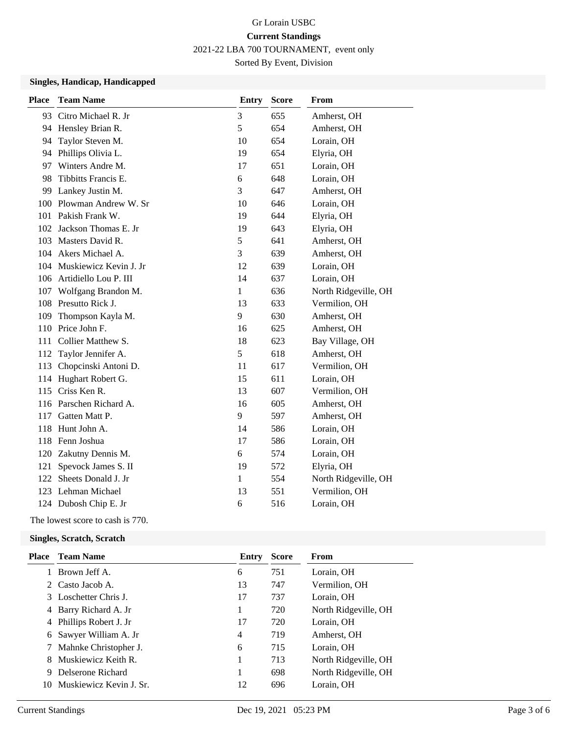Gr Lorain USBC

**Current Standings**

2021-22 LBA 700 TOURNAMENT, event only

Sorted By Event, Division

### Singles, Handicap, Handicapped

| Place | Team Name | Entry | Score | From |
|---|---|---|---|---|
| 93 | Citro Michael R. Jr | 3 | 655 | Amherst, OH |
| 94 | Hensley Brian R. | 5 | 654 | Amherst, OH |
| 94 | Taylor Steven M. | 10 | 654 | Lorain, OH |
| 94 | Phillips Olivia L. | 19 | 654 | Elyria, OH |
| 97 | Winters Andre M. | 17 | 651 | Lorain, OH |
| 98 | Tibbitts Francis E. | 6 | 648 | Lorain, OH |
| 99 | Lankey Justin M. | 3 | 647 | Amherst, OH |
| 100 | Plowman Andrew W. Sr | 10 | 646 | Lorain, OH |
| 101 | Pakish Frank W. | 19 | 644 | Elyria, OH |
| 102 | Jackson Thomas E. Jr | 19 | 643 | Elyria, OH |
| 103 | Masters David R. | 5 | 641 | Amherst, OH |
| 104 | Akers Michael A. | 3 | 639 | Amherst, OH |
| 104 | Muskiewicz Kevin J. Jr | 12 | 639 | Lorain, OH |
| 106 | Artidiello Lou P. III | 14 | 637 | Lorain, OH |
| 107 | Wolfgang Brandon M. | 1 | 636 | North Ridgeville, OH |
| 108 | Presutto Rick J. | 13 | 633 | Vermilion, OH |
| 109 | Thompson Kayla M. | 9 | 630 | Amherst, OH |
| 110 | Price John F. | 16 | 625 | Amherst, OH |
| 111 | Collier Matthew S. | 18 | 623 | Bay Village, OH |
| 112 | Taylor Jennifer A. | 5 | 618 | Amherst, OH |
| 113 | Chopcinski Antoni D. | 11 | 617 | Vermilion, OH |
| 114 | Hughart Robert G. | 15 | 611 | Lorain, OH |
| 115 | Criss Ken R. | 13 | 607 | Vermilion, OH |
| 116 | Parschen Richard A. | 16 | 605 | Amherst, OH |
| 117 | Gatten Matt P. | 9 | 597 | Amherst, OH |
| 118 | Hunt John A. | 14 | 586 | Lorain, OH |
| 118 | Fenn Joshua | 17 | 586 | Lorain, OH |
| 120 | Zakutny Dennis M. | 6 | 574 | Lorain, OH |
| 121 | Spevock James S. II | 19 | 572 | Elyria, OH |
| 122 | Sheets Donald J. Jr | 1 | 554 | North Ridgeville, OH |
| 123 | Lehman Michael | 13 | 551 | Vermilion, OH |
| 124 | Dubosh Chip E. Jr | 6 | 516 | Lorain, OH |

The lowest score to cash is 770.

### Singles, Scratch, Scratch

| Place | Team Name | Entry | Score | From |
|---|---|---|---|---|
| 1 | Brown Jeff A. | 6 | 751 | Lorain, OH |
| 2 | Casto Jacob A. | 13 | 747 | Vermilion, OH |
| 3 | Loschetter Chris J. | 17 | 737 | Lorain, OH |
| 4 | Barry Richard A. Jr | 1 | 720 | North Ridgeville, OH |
| 4 | Phillips Robert J. Jr | 17 | 720 | Lorain, OH |
| 6 | Sawyer William A. Jr | 4 | 719 | Amherst, OH |
| 7 | Mahnke Christopher J. | 6 | 715 | Lorain, OH |
| 8 | Muskiewicz Keith R. | 1 | 713 | North Ridgeville, OH |
| 9 | Delserone Richard | 1 | 698 | North Ridgeville, OH |
| 10 | Muskiewicz Kevin J. Sr. | 12 | 696 | Lorain, OH |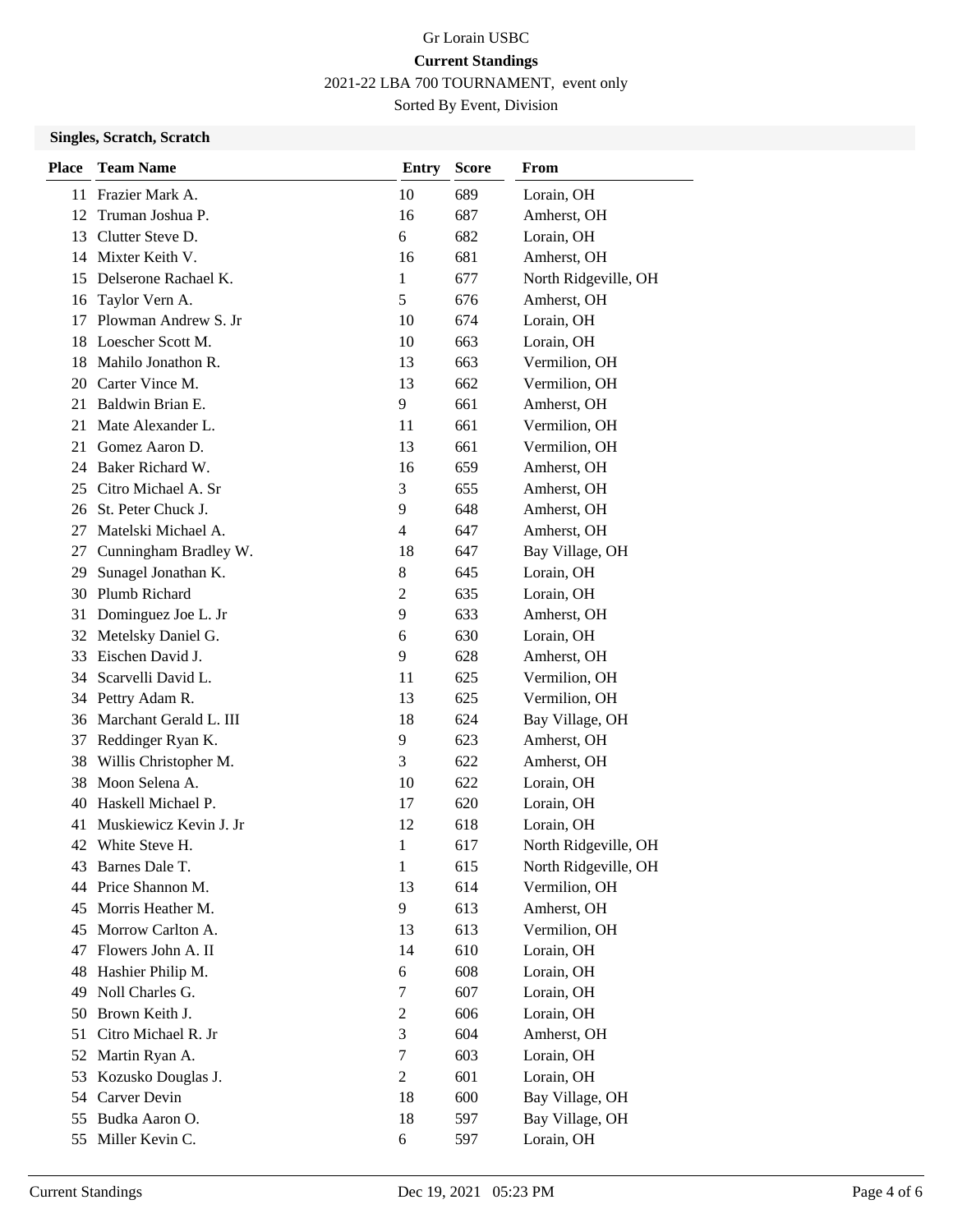Gr Lorain USBC

**Current Standings**

2021-22 LBA 700 TOURNAMENT, event only

Sorted By Event, Division

### Singles, Scratch, Scratch

| Place | Team Name | Entry | Score | From |
|---|---|---|---|---|
| 11 | Frazier Mark A. | 10 | 689 | Lorain, OH |
| 12 | Truman Joshua P. | 16 | 687 | Amherst, OH |
| 13 | Clutter Steve D. | 6 | 682 | Lorain, OH |
| 14 | Mixter Keith V. | 16 | 681 | Amherst, OH |
| 15 | Delserone Rachael K. | 1 | 677 | North Ridgeville, OH |
| 16 | Taylor Vern A. | 5 | 676 | Amherst, OH |
| 17 | Plowman Andrew S. Jr | 10 | 674 | Lorain, OH |
| 18 | Loescher Scott M. | 10 | 663 | Lorain, OH |
| 18 | Mahilo Jonathon R. | 13 | 663 | Vermilion, OH |
| 20 | Carter Vince M. | 13 | 662 | Vermilion, OH |
| 21 | Baldwin Brian E. | 9 | 661 | Amherst, OH |
| 21 | Mate Alexander L. | 11 | 661 | Vermilion, OH |
| 21 | Gomez Aaron D. | 13 | 661 | Vermilion, OH |
| 24 | Baker Richard W. | 16 | 659 | Amherst, OH |
| 25 | Citro Michael A. Sr | 3 | 655 | Amherst, OH |
| 26 | St. Peter Chuck J. | 9 | 648 | Amherst, OH |
| 27 | Matelski Michael A. | 4 | 647 | Amherst, OH |
| 27 | Cunningham Bradley W. | 18 | 647 | Bay Village, OH |
| 29 | Sunagel Jonathan K. | 8 | 645 | Lorain, OH |
| 30 | Plumb Richard | 2 | 635 | Lorain, OH |
| 31 | Dominguez Joe L. Jr | 9 | 633 | Amherst, OH |
| 32 | Metelsky Daniel G. | 6 | 630 | Lorain, OH |
| 33 | Eischen David J. | 9 | 628 | Amherst, OH |
| 34 | Scarvelli David L. | 11 | 625 | Vermilion, OH |
| 34 | Pettry Adam R. | 13 | 625 | Vermilion, OH |
| 36 | Marchant Gerald L. III | 18 | 624 | Bay Village, OH |
| 37 | Reddinger Ryan K. | 9 | 623 | Amherst, OH |
| 38 | Willis Christopher M. | 3 | 622 | Amherst, OH |
| 38 | Moon Selena A. | 10 | 622 | Lorain, OH |
| 40 | Haskell Michael P. | 17 | 620 | Lorain, OH |
| 41 | Muskiewicz Kevin J. Jr | 12 | 618 | Lorain, OH |
| 42 | White Steve H. | 1 | 617 | North Ridgeville, OH |
| 43 | Barnes Dale T. | 1 | 615 | North Ridgeville, OH |
| 44 | Price Shannon M. | 13 | 614 | Vermilion, OH |
| 45 | Morris Heather M. | 9 | 613 | Amherst, OH |
| 45 | Morrow Carlton A. | 13 | 613 | Vermilion, OH |
| 47 | Flowers John A. II | 14 | 610 | Lorain, OH |
| 48 | Hashier Philip M. | 6 | 608 | Lorain, OH |
| 49 | Noll Charles G. | 7 | 607 | Lorain, OH |
| 50 | Brown Keith J. | 2 | 606 | Lorain, OH |
| 51 | Citro Michael R. Jr | 3 | 604 | Amherst, OH |
| 52 | Martin Ryan A. | 7 | 603 | Lorain, OH |
| 53 | Kozusko Douglas J. | 2 | 601 | Lorain, OH |
| 54 | Carver Devin | 18 | 600 | Bay Village, OH |
| 55 | Budka Aaron O. | 18 | 597 | Bay Village, OH |
| 55 | Miller Kevin C. | 6 | 597 | Lorain, OH |

Current Standings Dec 19, 2021 05:23 PM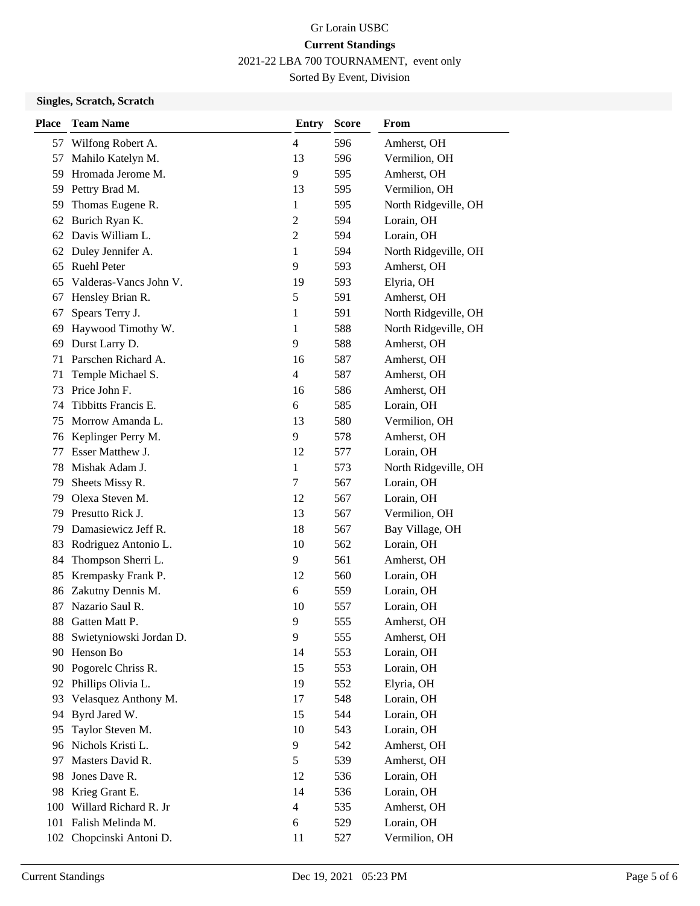Gr Lorain USBC

**Current Standings**

2021-22 LBA 700 TOURNAMENT, event only

Sorted By Event, Division

### Singles, Scratch, Scratch

| Place | Team Name | Entry | Score | From |
|---|---|---|---|---|
| 57 | Wilfong Robert A. | 4 | 596 | Amherst, OH |
| 57 | Mahilo Katelyn M. | 13 | 596 | Vermilion, OH |
| 59 | Hromada Jerome M. | 9 | 595 | Amherst, OH |
| 59 | Pettry Brad M. | 13 | 595 | Vermilion, OH |
| 59 | Thomas Eugene R. | 1 | 595 | North Ridgeville, OH |
| 62 | Burich Ryan K. | 2 | 594 | Lorain, OH |
| 62 | Davis William L. | 2 | 594 | Lorain, OH |
| 62 | Duley Jennifer A. | 1 | 594 | North Ridgeville, OH |
| 65 | Ruehl Peter | 9 | 593 | Amherst, OH |
| 65 | Valderas-Vancs John V. | 19 | 593 | Elyria, OH |
| 67 | Hensley Brian R. | 5 | 591 | Amherst, OH |
| 67 | Spears Terry J. | 1 | 591 | North Ridgeville, OH |
| 69 | Haywood Timothy W. | 1 | 588 | North Ridgeville, OH |
| 69 | Durst Larry D. | 9 | 588 | Amherst, OH |
| 71 | Parschen Richard A. | 16 | 587 | Amherst, OH |
| 71 | Temple Michael S. | 4 | 587 | Amherst, OH |
| 73 | Price John F. | 16 | 586 | Amherst, OH |
| 74 | Tibbitts Francis E. | 6 | 585 | Lorain, OH |
| 75 | Morrow Amanda L. | 13 | 580 | Vermilion, OH |
| 76 | Keplinger Perry M. | 9 | 578 | Amherst, OH |
| 77 | Esser Matthew J. | 12 | 577 | Lorain, OH |
| 78 | Mishak Adam J. | 1 | 573 | North Ridgeville, OH |
| 79 | Sheets Missy R. | 7 | 567 | Lorain, OH |
| 79 | Olexa Steven M. | 12 | 567 | Lorain, OH |
| 79 | Presutto Rick J. | 13 | 567 | Vermilion, OH |
| 79 | Damasiewicz Jeff R. | 18 | 567 | Bay Village, OH |
| 83 | Rodriguez Antonio L. | 10 | 562 | Lorain, OH |
| 84 | Thompson Sherri L. | 9 | 561 | Amherst, OH |
| 85 | Krempasky Frank P. | 12 | 560 | Lorain, OH |
| 86 | Zakutny Dennis M. | 6 | 559 | Lorain, OH |
| 87 | Nazario Saul R. | 10 | 557 | Lorain, OH |
| 88 | Gatten Matt P. | 9 | 555 | Amherst, OH |
| 88 | Swietyniowski Jordan D. | 9 | 555 | Amherst, OH |
| 90 | Henson Bo | 14 | 553 | Lorain, OH |
| 90 | Pogorelc Chriss R. | 15 | 553 | Lorain, OH |
| 92 | Phillips Olivia L. | 19 | 552 | Elyria, OH |
| 93 | Velasquez Anthony M. | 17 | 548 | Lorain, OH |
| 94 | Byrd Jared W. | 15 | 544 | Lorain, OH |
| 95 | Taylor Steven M. | 10 | 543 | Lorain, OH |
| 96 | Nichols Kristi L. | 9 | 542 | Amherst, OH |
| 97 | Masters David R. | 5 | 539 | Amherst, OH |
| 98 | Jones Dave R. | 12 | 536 | Lorain, OH |
| 98 | Krieg Grant E. | 14 | 536 | Lorain, OH |
| 100 | Willard Richard R. Jr | 4 | 535 | Amherst, OH |
| 101 | Falish Melinda M. | 6 | 529 | Lorain, OH |
| 102 | Chopcinski Antoni D. | 11 | 527 | Vermilion, OH |

Current Standings Dec 19, 2021 05:23 PM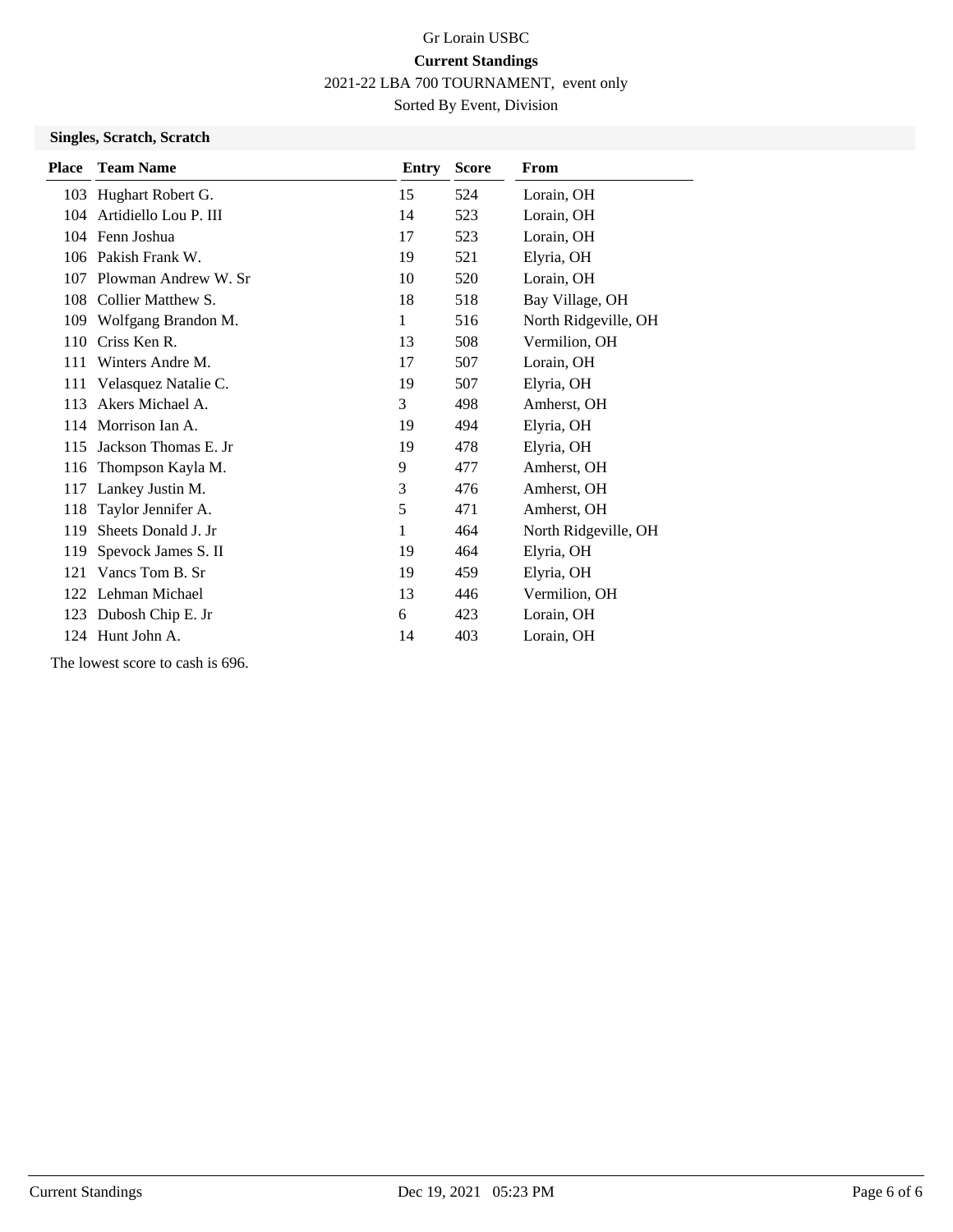Gr Lorain USBC

**Current Standings**

2021-22 LBA 700 TOURNAMENT, event only

Sorted By Event, Division

**Singles, Scratch, Scratch**

| Place | Team Name | Entry | Score | From |
|---|---|---|---|---|
| 103 | Hughart Robert G. | 15 | 524 | Lorain, OH |
| 104 | Artidiello Lou P. III | 14 | 523 | Lorain, OH |
| 104 | Fenn Joshua | 17 | 523 | Lorain, OH |
| 106 | Pakish Frank W. | 19 | 521 | Elyria, OH |
| 107 | Plowman Andrew W. Sr | 10 | 520 | Lorain, OH |
| 108 | Collier Matthew S. | 18 | 518 | Bay Village, OH |
| 109 | Wolfgang Brandon M. | 1 | 516 | North Ridgeville, OH |
| 110 | Criss Ken R. | 13 | 508 | Vermilion, OH |
| 111 | Winters Andre M. | 17 | 507 | Lorain, OH |
| 111 | Velasquez Natalie C. | 19 | 507 | Elyria, OH |
| 113 | Akers Michael A. | 3 | 498 | Amherst, OH |
| 114 | Morrison Ian A. | 19 | 494 | Elyria, OH |
| 115 | Jackson Thomas E. Jr | 19 | 478 | Elyria, OH |
| 116 | Thompson Kayla M. | 9 | 477 | Amherst, OH |
| 117 | Lankey Justin M. | 3 | 476 | Amherst, OH |
| 118 | Taylor Jennifer A. | 5 | 471 | Amherst, OH |
| 119 | Sheets Donald J. Jr | 1 | 464 | North Ridgeville, OH |
| 119 | Spevock James S. II | 19 | 464 | Elyria, OH |
| 121 | Vancs Tom B. Sr | 19 | 459 | Elyria, OH |
| 122 | Lehman Michael | 13 | 446 | Vermilion, OH |
| 123 | Dubosh Chip E. Jr | 6 | 423 | Lorain, OH |
| 124 | Hunt John A. | 14 | 403 | Lorain, OH |

The lowest score to cash is 696.

Current Standings Dec 19, 2021 05:23 PM